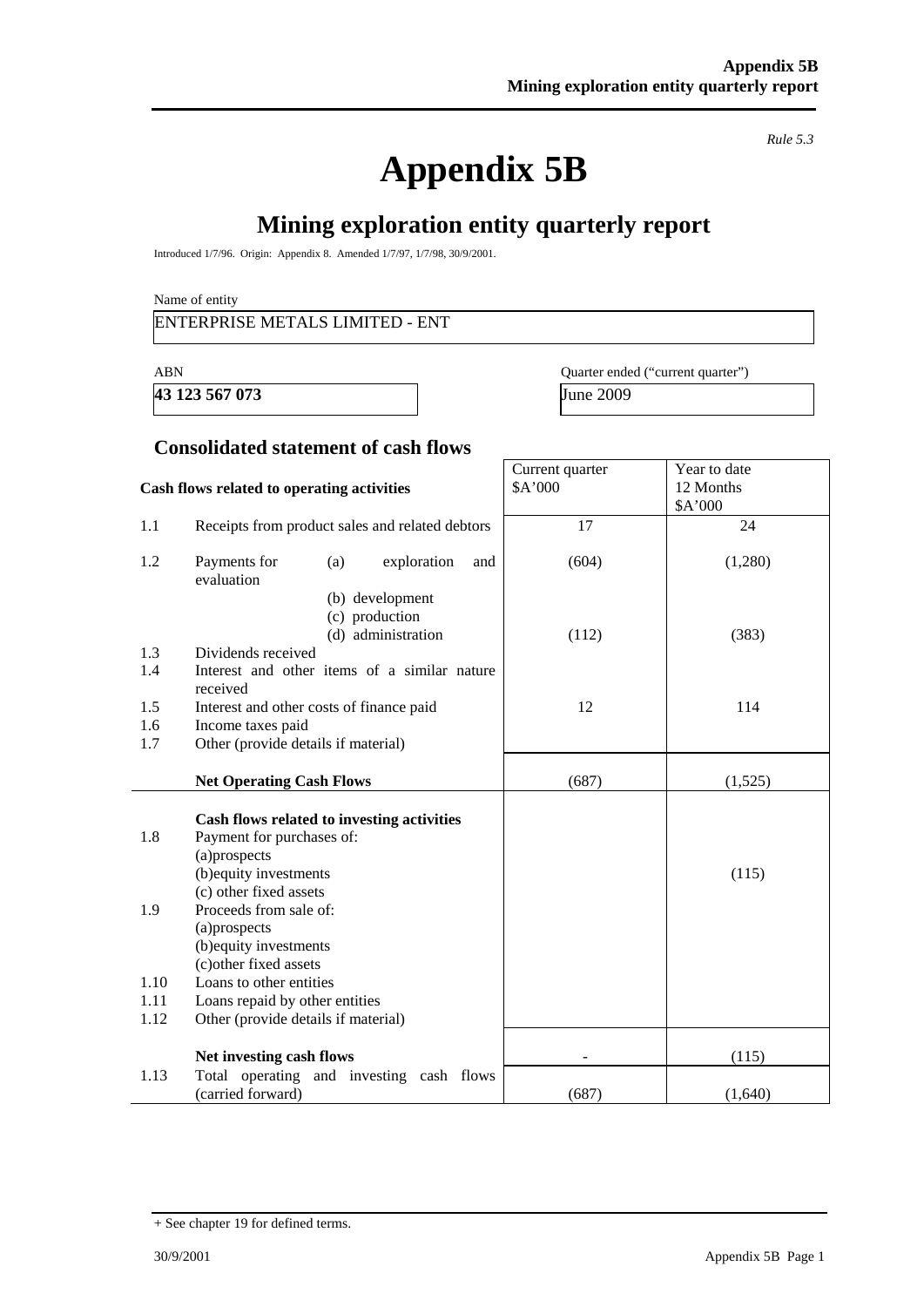*Rule 5.3*

# Appendix 5B

## Mining exploration entity quarterly report

Introduced 1/7/96. Origin: Appendix 8. Amended 1/7/97, 1/7/98, 30/9/2001.

Name of entity

ENTERPRISE METALS LIMITED - ENT

| ABN | Quarter ended ("current quarter") |
|---|---|
| **43 123 567 073** | June 2009 |

### Consolidated statement of cash flows

| | Cash flows related to operating activities | Current quarter $A'000 | Year to date 12 Months $A'000 |
|---|---|---|---|
| 1.1 | Receipts from product sales and related debtors | 17 | 24 |
| 1.2 | Payments for (a) exploration and evaluation | (604) | (1,280) |
| | (b) development | | |
| | (c) production | | |
| | (d) administration | (112) | (383) |
| 1.3 | Dividends received | | |
| 1.4 | Interest and other items of a similar nature received | | |
| 1.5 | Interest and other costs of finance paid | 12 | 114 |
| 1.6 | Income taxes paid | | |
| 1.7 | Other (provide details if material) | | |
| | **Net Operating Cash Flows** | (687) | (1,525) |
| | **Cash flows related to investing activities** | | |
| 1.8 | Payment for purchases of: (a)prospects | | |
| | (b)equity investments | | (115) |
| | (c) other fixed assets | | |
| 1.9 | Proceeds from sale of: (a)prospects | | |
| | (b)equity investments | | |
| | (c)other fixed assets | | |
| 1.10 | Loans to other entities | | |
| 1.11 | Loans repaid by other entities | | |
| 1.12 | Other (provide details if material) | | |
| | **Net investing cash flows** | - | (115) |
| 1.13 | Total operating and investing cash flows (carried forward) | (687) | (1,640) |

+ See chapter 19 for defined terms.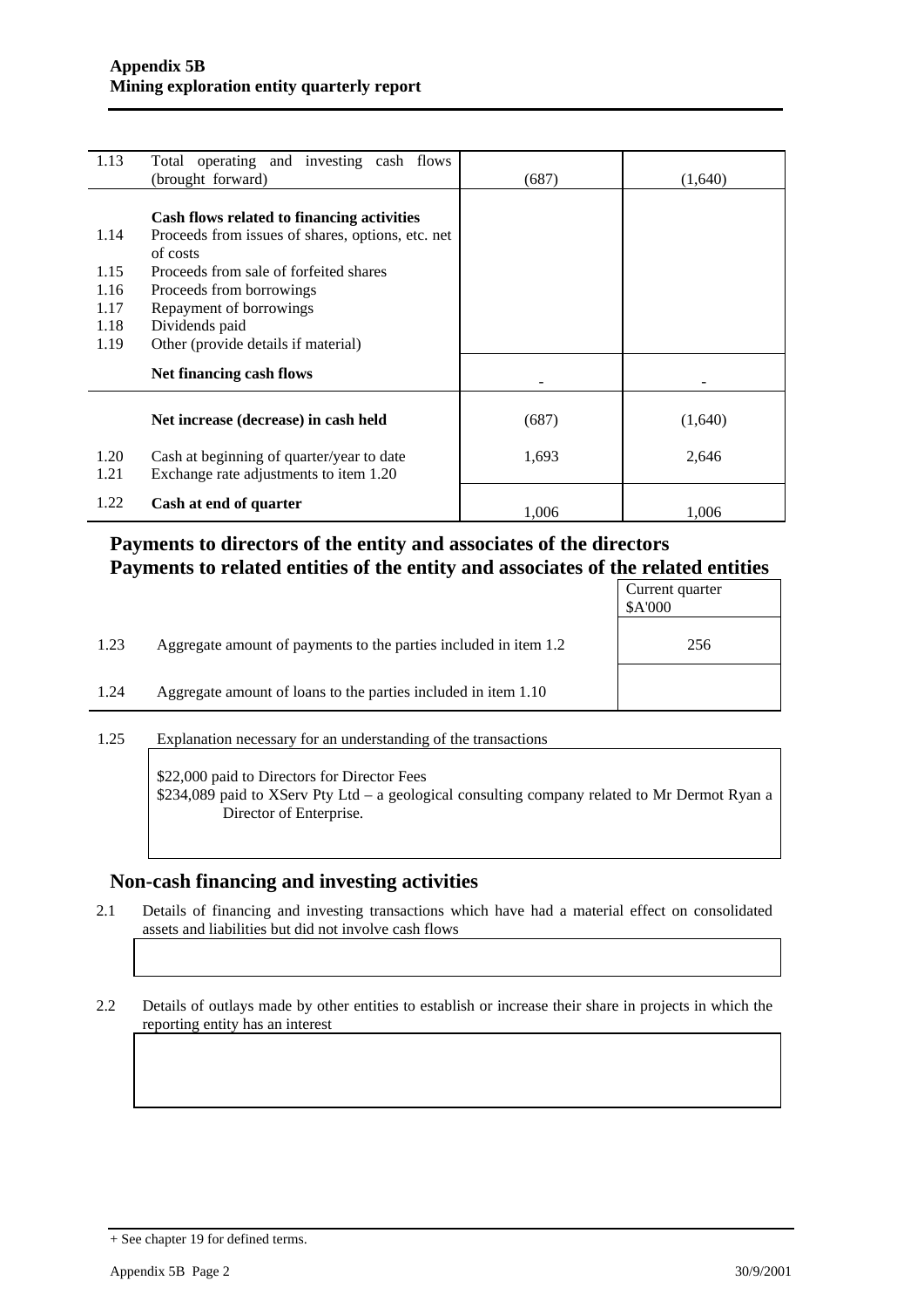| | | | |
|---|---|---|---|
| 1.13 | Total operating and investing cash flows (brought forward) | (687) | (1,640) |
| | **Cash flows related to financing activities** | | |
| 1.14 | Proceeds from issues of shares, options, etc. net of costs | | |
| 1.15 | Proceeds from sale of forfeited shares | | |
| 1.16 | Proceeds from borrowings | | |
| 1.17 | Repayment of borrowings | | |
| 1.18 | Dividends paid | | |
| 1.19 | Other (provide details if material) | | |
| | **Net financing cash flows** | - | - |
| | **Net increase (decrease) in cash held** | (687) | (1,640) |
| 1.20 | Cash at beginning of quarter/year to date | 1,693 | 2,646 |
| 1.21 | Exchange rate adjustments to item 1.20 | | |
| 1.22 | **Cash at end of quarter** | 1,006 | 1,006 |

## Payments to directors of the entity and associates of the directors
## Payments to related entities of the entity and associates of the related entities

| | | Current quarter $A'000 |
|---|---|---|
| 1.23 | Aggregate amount of payments to the parties included in item 1.2 | 256 |
| 1.24 | Aggregate amount of loans to the parties included in item 1.10 | |

1.25 Explanation necessary for an understanding of the transactions

$22,000 paid to Directors for Director Fees
$234,089 paid to XServ Pty Ltd – a geological consulting company related to Mr Dermot Ryan a Director of Enterprise.

## Non-cash financing and investing activities

2.1 Details of financing and investing transactions which have had a material effect on consolidated assets and liabilities but did not involve cash flows

2.2 Details of outlays made by other entities to establish or increase their share in projects in which the reporting entity has an interest

+ See chapter 19 for defined terms.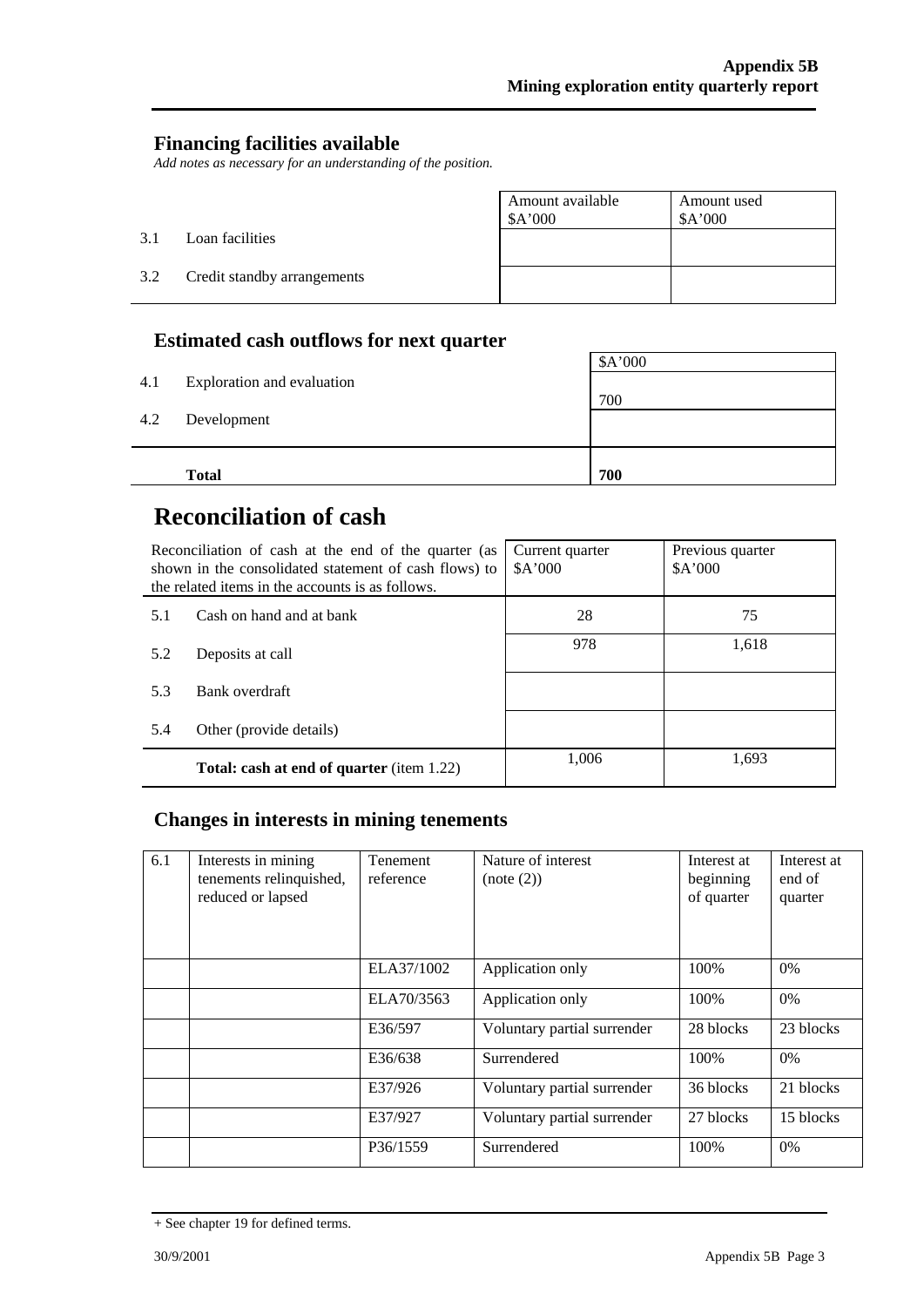## Financing facilities available

*Add notes as necessary for an understanding of the position.*

| | | Amount available $A'000 | Amount used $A'000 |
|---|---|---|---|
| 3.1 | Loan facilities | | |
| 3.2 | Credit standby arrangements | | |

## Estimated cash outflows for next quarter

| | | $A'000 |
|---|---|---|
| 4.1 | Exploration and evaluation | 700 |
| 4.2 | Development | |
| | **Total** | **700** |

# Reconciliation of cash

| Reconciliation of cash at the end of the quarter (as shown in the consolidated statement of cash flows) to the related items in the accounts is as follows. | | Current quarter $A'000 | Previous quarter $A'000 |
|---|---|---|---|
| 5.1 | Cash on hand and at bank | 28 | 75 |
| 5.2 | Deposits at call | 978 | 1,618 |
| 5.3 | Bank overdraft | | |
| 5.4 | Other (provide details) | | |
| | **Total: cash at end of quarter** (item 1.22) | 1,006 | 1,693 |

## Changes in interests in mining tenements

| 6.1 | Interests in mining tenements relinquished, reduced or lapsed | Tenement reference | Nature of interest (note (2)) | Interest at beginning of quarter | Interest at end of quarter |
|---|---|---|---|---|---|
| | | ELA37/1002 | Application only | 100% | 0% |
| | | ELA70/3563 | Application only | 100% | 0% |
| | | E36/597 | Voluntary partial surrender | 28 blocks | 23 blocks |
| | | E36/638 | Surrendered | 100% | 0% |
| | | E37/926 | Voluntary partial surrender | 36 blocks | 21 blocks |
| | | E37/927 | Voluntary partial surrender | 27 blocks | 15 blocks |
| | | P36/1559 | Surrendered | 100% | 0% |

+ See chapter 19 for defined terms.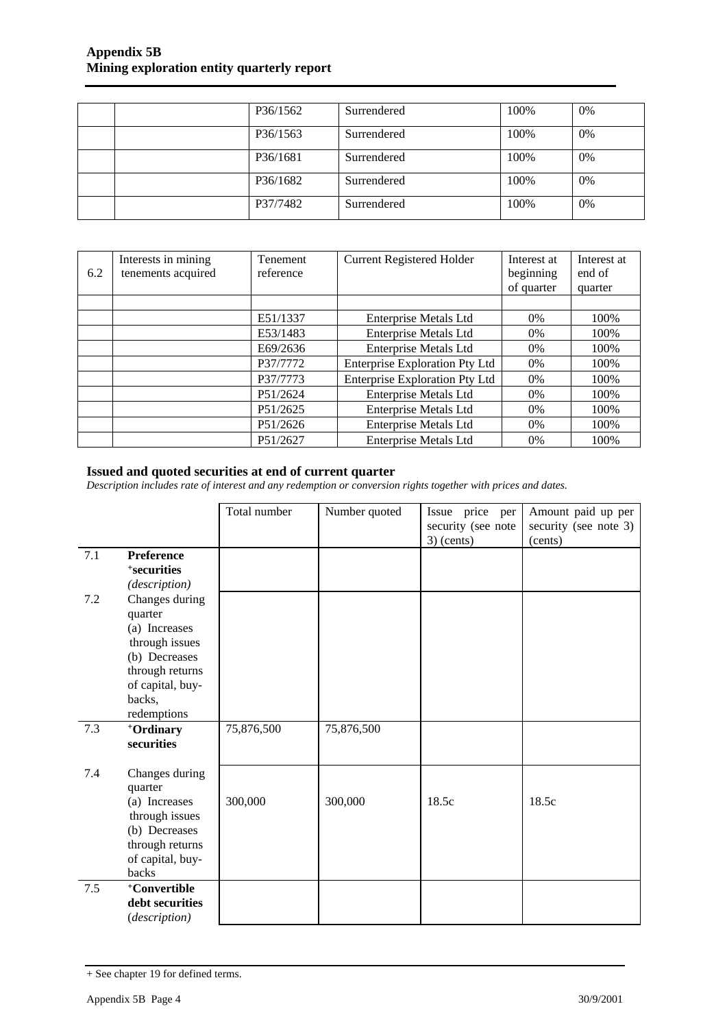|  |  | P36/1562 | Surrendered | 100% | 0% |
|---|---|---|---|---|---|
|  |  | P36/1563 | Surrendered | 100% | 0% |
|  |  | P36/1681 | Surrendered | 100% | 0% |
|  |  | P36/1682 | Surrendered | 100% | 0% |
|  |  | P37/7482 | Surrendered | 100% | 0% |

| 6.2 | Interests in mining tenements acquired | Tenement reference | Current Registered Holder | Interest at beginning of quarter | Interest at end of quarter |
|---|---|---|---|---|---|
|  |  |  |  |  |  |
|  |  | E51/1337 | Enterprise Metals Ltd | 0% | 100% |
|  |  | E53/1483 | Enterprise Metals Ltd | 0% | 100% |
|  |  | E69/2636 | Enterprise Metals Ltd | 0% | 100% |
|  |  | P37/7772 | Enterprise Exploration Pty Ltd | 0% | 100% |
|  |  | P37/7773 | Enterprise Exploration Pty Ltd | 0% | 100% |
|  |  | P51/2624 | Enterprise Metals Ltd | 0% | 100% |
|  |  | P51/2625 | Enterprise Metals Ltd | 0% | 100% |
|  |  | P51/2626 | Enterprise Metals Ltd | 0% | 100% |
|  |  | P51/2627 | Enterprise Metals Ltd | 0% | 100% |

**Issued and quoted securities at end of current quarter**

*Description includes rate of interest and any redemption or conversion rights together with prices and dates.*

|  |  | Total number | Number quoted | Issue price per security (see note 3) (cents) | Amount paid up per security (see note 3) (cents) |
|---|---|---|---|---|---|
| 7.1 | **Preference +securities** *(description)* |  |  |  |  |
| 7.2 | Changes during quarter (a) Increases through issues (b) Decreases through returns of capital, buy-backs, redemptions |  |  |  |  |
| 7.3 | **+Ordinary securities** | 75,876,500 | 75,876,500 |  |  |
| 7.4 | Changes during quarter (a) Increases through issues (b) Decreases through returns of capital, buy-backs | 300,000 | 300,000 | 18.5c | 18.5c |
| 7.5 | **+Convertible debt securities** *(description)* |  |  |  |  |

+ See chapter 19 for defined terms.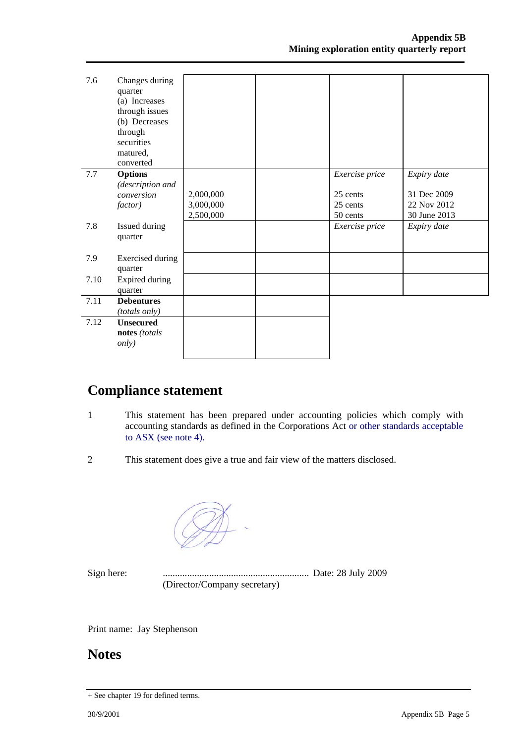| | | | | | |
|---|---|---|---|---|---|
| 7.6 | Changes during quarter<br>(a) Increases through issues<br>(b) Decreases through securities matured, converted | | | | |
| 7.7 | **Options** *(description and conversion factor)* | 2,000,000<br>3,000,000<br>2,500,000 | | *Exercise price*<br>25 cents<br>25 cents<br>50 cents | *Expiry date*<br>31 Dec 2009<br>22 Nov 2012<br>30 June 2013 |
| 7.8 | Issued during quarter | | | *Exercise price* | *Expiry date* |
| 7.9 | Exercised during quarter | | | | |
| 7.10 | Expired during quarter | | | | |
| 7.11 | **Debentures** *(totals only)* | | | | |
| 7.12 | **Unsecured notes** *(totals only)* | | | | |

# Compliance statement

1 This statement has been prepared under accounting policies which comply with accounting standards as defined in the Corporations Act or other standards acceptable to ASX (see note 4).

2 This statement does give a true and fair view of the matters disclosed.

Sign here: ............................................................ Date: 28 July 2009
(Director/Company secretary)

Print name: Jay Stephenson

# Notes

+ See chapter 19 for defined terms.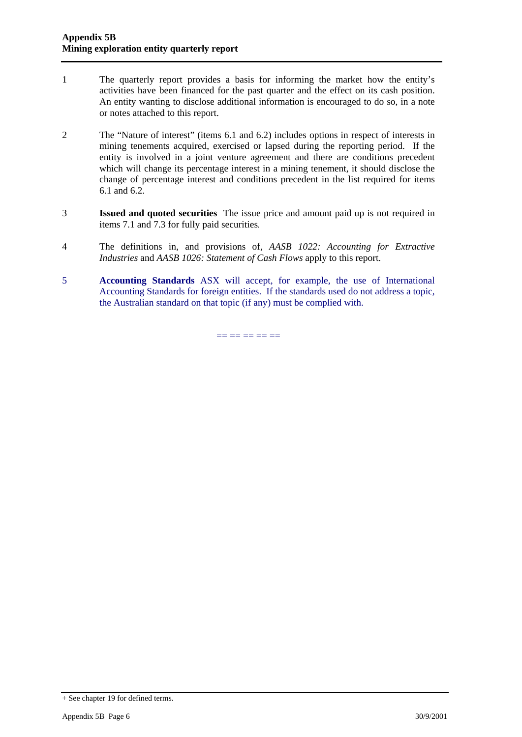1 The quarterly report provides a basis for informing the market how the entity's activities have been financed for the past quarter and the effect on its cash position. An entity wanting to disclose additional information is encouraged to do so, in a note or notes attached to this report.

2 The "Nature of interest" (items 6.1 and 6.2) includes options in respect of interests in mining tenements acquired, exercised or lapsed during the reporting period. If the entity is involved in a joint venture agreement and there are conditions precedent which will change its percentage interest in a mining tenement, it should disclose the change of percentage interest and conditions precedent in the list required for items 6.1 and 6.2.

3 **Issued and quoted securities** The issue price and amount paid up is not required in items 7.1 and 7.3 for fully paid securities.

4 The definitions in, and provisions of, *AASB 1022: Accounting for Extractive Industries* and *AASB 1026: Statement of Cash Flows* apply to this report.

5 **Accounting Standards** ASX will accept, for example, the use of International Accounting Standards for foreign entities. If the standards used do not address a topic, the Australian standard on that topic (if any) must be complied with.

== == == == ==